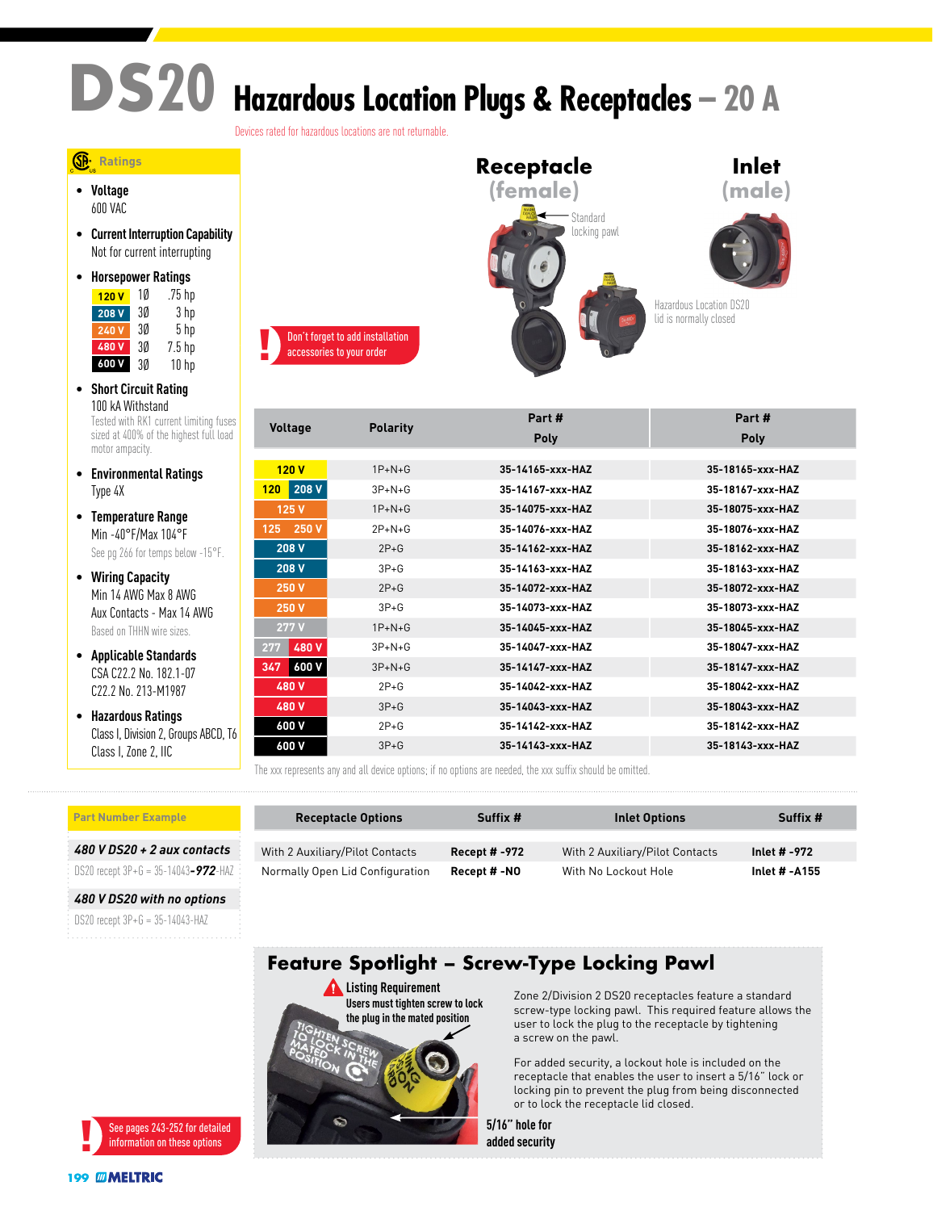# DS20 Hazardous Location Plugs & Receptacles – 20 A

Devices rated for hazardous locations are not returnable.

## Ratings

- **Voltage**
  600 VAC
- **Current Interruption Capability**
  Not for current interrupting
- **Horsepower Ratings**

| | | |
|---|---|---|
| 120 V | 1Ø | .75 hp |
| 208 V | 3Ø | 3 hp |
| 240 V | 3Ø | 5 hp |
| 480 V | 3Ø | 7.5 hp |
| 600 V | 3Ø | 10 hp |

- **Short Circuit Rating**
  100 kA Withstand
  Tested with RK1 current limiting fuses sized at 400% of the highest full load motor ampacity.
- **Environmental Ratings**
  Type 4X
- **Temperature Range**
  Min -40°F/Max 104°F
  See pg 266 for temps below -15°F.
- **Wiring Capacity**
  Min 14 AWG Max 8 AWG
  Aux Contacts - Max 14 AWG
  Based on THHN wire sizes.
- **Applicable Standards**
  CSA C22.2 No. 182.1-07
  C22.2 No. 213-M1987
- **Hazardous Ratings**
  Class I, Division 2, Groups ABCD, T6
  Class I, Zone 2, IIC

**Receptacle (female)**

Standard locking pawl

**Inlet (male)**

Hazardous Location DS20 lid is normally closed

! Don't forget to add installation accessories to your order

| Voltage | Polarity | Receptacle Part # Poly | Inlet Part # Poly |
|---|---|---|---|
| 120 V | 1P+N+G | 35-14165-xxx-HAZ | 35-18165-xxx-HAZ |
| 120 / 208 V | 3P+N+G | 35-14167-xxx-HAZ | 35-18167-xxx-HAZ |
| 125 V | 1P+N+G | 35-14075-xxx-HAZ | 35-18075-xxx-HAZ |
| 125 / 250 V | 2P+N+G | 35-14076-xxx-HAZ | 35-18076-xxx-HAZ |
| 208 V | 2P+G | 35-14162-xxx-HAZ | 35-18162-xxx-HAZ |
| 208 V | 3P+G | 35-14163-xxx-HAZ | 35-18163-xxx-HAZ |
| 250 V | 2P+G | 35-14072-xxx-HAZ | 35-18072-xxx-HAZ |
| 250 V | 3P+G | 35-14073-xxx-HAZ | 35-18073-xxx-HAZ |
| 277 V | 1P+N+G | 35-14045-xxx-HAZ | 35-18045-xxx-HAZ |
| 277 / 480 V | 3P+N+G | 35-14047-xxx-HAZ | 35-18047-xxx-HAZ |
| 347 / 600 V | 3P+N+G | 35-14147-xxx-HAZ | 35-18147-xxx-HAZ |
| 480 V | 2P+G | 35-14042-xxx-HAZ | 35-18042-xxx-HAZ |
| 480 V | 3P+G | 35-14043-xxx-HAZ | 35-18043-xxx-HAZ |
| 600 V | 2P+G | 35-14142-xxx-HAZ | 35-18142-xxx-HAZ |
| 600 V | 3P+G | 35-14143-xxx-HAZ | 35-18143-xxx-HAZ |

The xxx represents any and all device options; if no options are needed, the xxx suffix should be omitted.

## Part Number Example

***480 V DS20 + 2 aux contacts***
DS20 recept 3P+G = 35-14043-***972***-HAZ

***480 V DS20 with no options***
DS20 recept 3P+G = 35-14043-HAZ

| Receptacle Options | Suffix # | Inlet Options | Suffix # |
|---|---|---|---|
| With 2 Auxiliary/Pilot Contacts | **Recept # -972** | With 2 Auxiliary/Pilot Contacts | **Inlet # -972** |
| Normally Open Lid Configuration | **Recept # -NO** | With No Lockout Hole | **Inlet # -A155** |

## Feature Spotlight – Screw-Type Locking Pawl

**Listing Requirement**
**Users must tighten screw to lock the plug in the mated position**

**5/16" hole for added security**

Zone 2/Division 2 DS20 receptacles feature a standard screw-type locking pawl. This required feature allows the user to lock the plug to the receptacle by tightening a screw on the pawl.

For added security, a lockout hole is included on the receptacle that enables the user to insert a 5/16" lock or locking pin to prevent the plug from being disconnected or to lock the receptacle lid closed.

! See pages 243-252 for detailed information on these options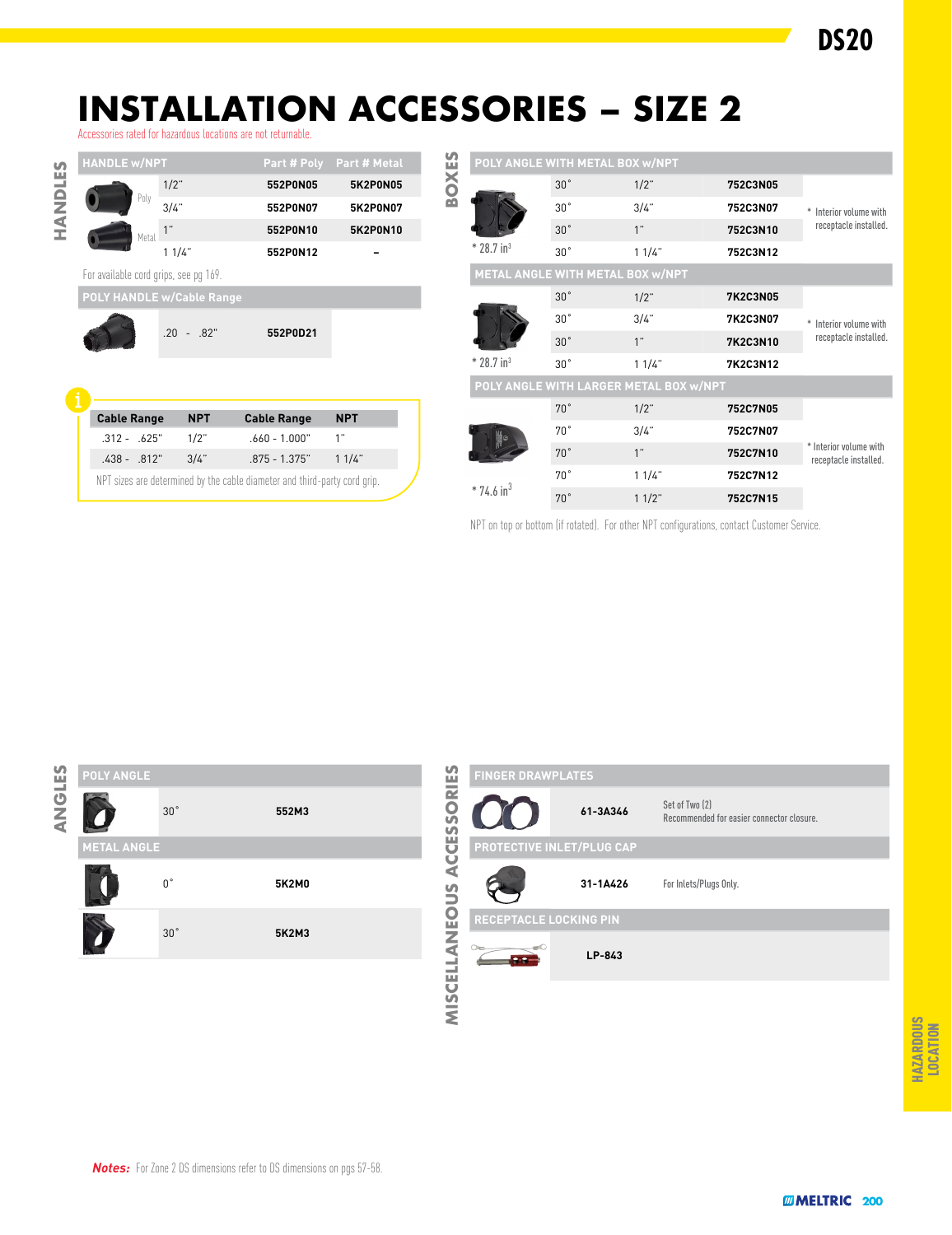# INSTALLATION ACCESSORIES – SIZE 2

Accessories rated for hazardous locations are not returnable.

## HANDLES

| HANDLE w/NPT | | Part # Poly | Part # Metal |
|---|---|---|---|
| Poly | 1/2" | 552P0N05 | 5K2P0N05 |
| | 3/4" | 552P0N07 | 5K2P0N07 |
| Metal | 1" | 552P0N10 | 5K2P0N10 |
| | 1 1/4" | 552P0N12 | – |

For available cord grips, see pg 169.

| POLY HANDLE w/Cable Range | |
|---|---|
| .20 - .82" | 552P0D21 |

| Cable Range | NPT | Cable Range | NPT |
|---|---|---|---|
| .312 - .625" | 1/2" | .660 - 1.000" | 1" |
| .438 - .812" | 3/4" | .875 - 1.375" | 1 1/4" |

NPT sizes are determined by the cable diameter and third-party cord grip.

## BOXES

| POLY ANGLE WITH METAL BOX w/NPT | | | |
|---|---|---|---|
| 30˚ | 1/2" | 752C3N05 | * Interior volume with receptacle installed. |
| 30˚ | 3/4" | 752C3N07 | |
| 30˚ | 1" | 752C3N10 | |
| 30˚ | 1 1/4" | 752C3N12 | |

* 28.7 in³

| METAL ANGLE WITH METAL BOX w/NPT | | | |
|---|---|---|---|
| 30˚ | 1/2" | 7K2C3N05 | * Interior volume with receptacle installed. |
| 30˚ | 3/4" | 7K2C3N07 | |
| 30˚ | 1" | 7K2C3N10 | |
| 30˚ | 1 1/4" | 7K2C3N12 | |

* 28.7 in³

| POLY ANGLE WITH LARGER METAL BOX w/NPT | | | |
|---|---|---|---|
| 70˚ | 1/2" | 752C7N05 | * Interior volume with receptacle installed. |
| 70˚ | 3/4" | 752C7N07 | |
| 70˚ | 1" | 752C7N10 | |
| 70˚ | 1 1/4" | 752C7N12 | |
| 70˚ | 1 1/2" | 752C7N15 | |

* 74.6 in³

NPT on top or bottom (if rotated). For other NPT configurations, contact Customer Service.

## ANGLES

| POLY ANGLE | |
|---|---|
| 30˚ | 552M3 |

| METAL ANGLE | |
|---|---|
| 0˚ | 5K2M0 |
| 30˚ | 5K2M3 |

## MISCELLANEOUS ACCESSORIES

| FINGER DRAWPLATES | |
|---|---|
| 61-3A346 | Set of Two (2) Recommended for easier connector closure. |

| PROTECTIVE INLET/PLUG CAP | |
|---|---|
| 31-1A426 | For Inlets/Plugs Only. |

| RECEPTACLE LOCKING PIN |
|---|
| LP-843 |

***Notes:*** For Zone 2 DS dimensions refer to DS dimensions on pgs 57-58.